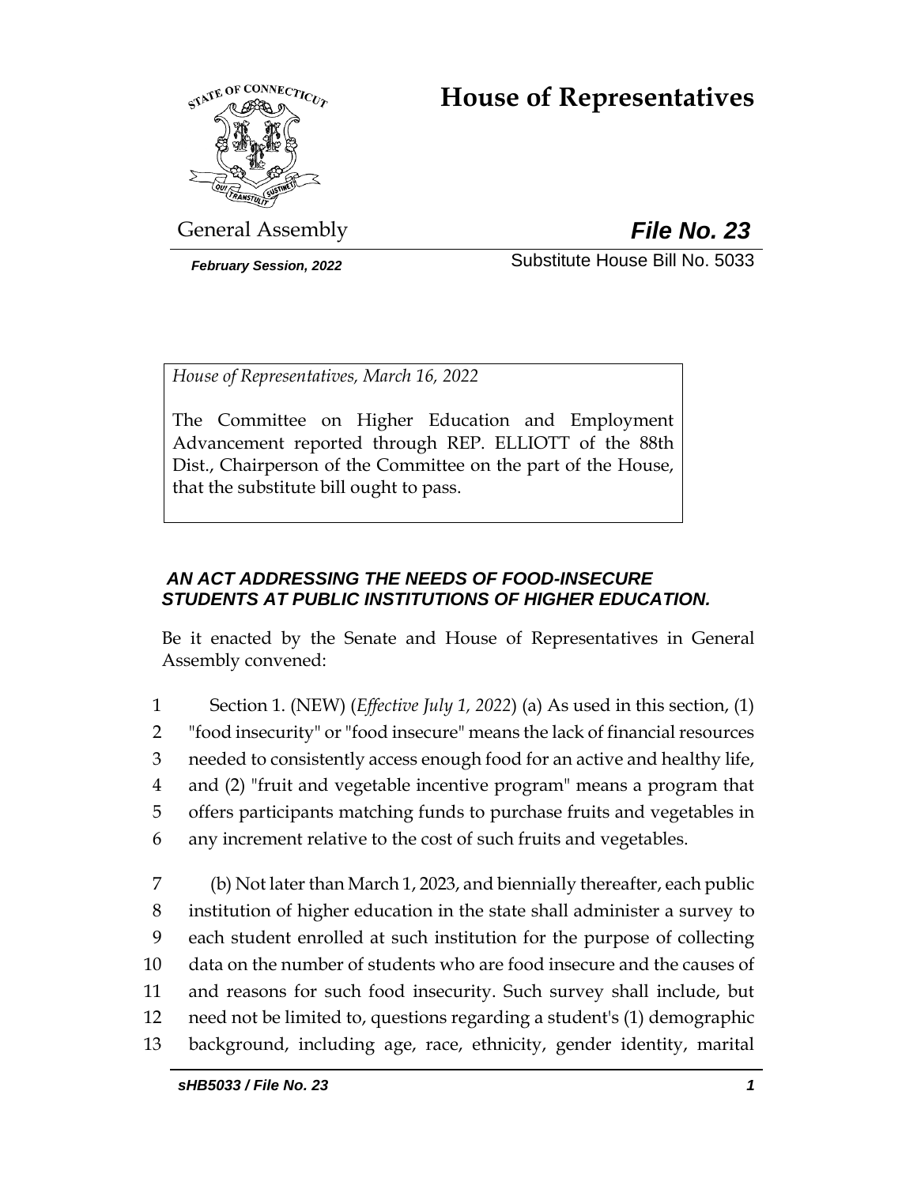# House of Representatives

General Assembly

***File No. 23***

***February Session, 2022***

Substitute House Bill No. 5033

*House of Representatives, March 16, 2022*

The Committee on Higher Education and Employment Advancement reported through REP. ELLIOTT of the 88th Dist., Chairperson of the Committee on the part of the House, that the substitute bill ought to pass.

***AN ACT ADDRESSING THE NEEDS OF FOOD-INSECURE STUDENTS AT PUBLIC INSTITUTIONS OF HIGHER EDUCATION.***

Be it enacted by the Senate and House of Representatives in General Assembly convened:

1 Section 1. (NEW) (*Effective July 1, 2022*) (a) As used in this section, (1)
2 "food insecurity" or "food insecure" means the lack of financial resources
3 needed to consistently access enough food for an active and healthy life,
4 and (2) "fruit and vegetable incentive program" means a program that
5 offers participants matching funds to purchase fruits and vegetables in
6 any increment relative to the cost of such fruits and vegetables.

7 (b) Not later than March 1, 2023, and biennially thereafter, each public
8 institution of higher education in the state shall administer a survey to
9 each student enrolled at such institution for the purpose of collecting
10 data on the number of students who are food insecure and the causes of
11 and reasons for such food insecurity. Such survey shall include, but
12 need not be limited to, questions regarding a student's (1) demographic
13 background, including age, race, ethnicity, gender identity, marital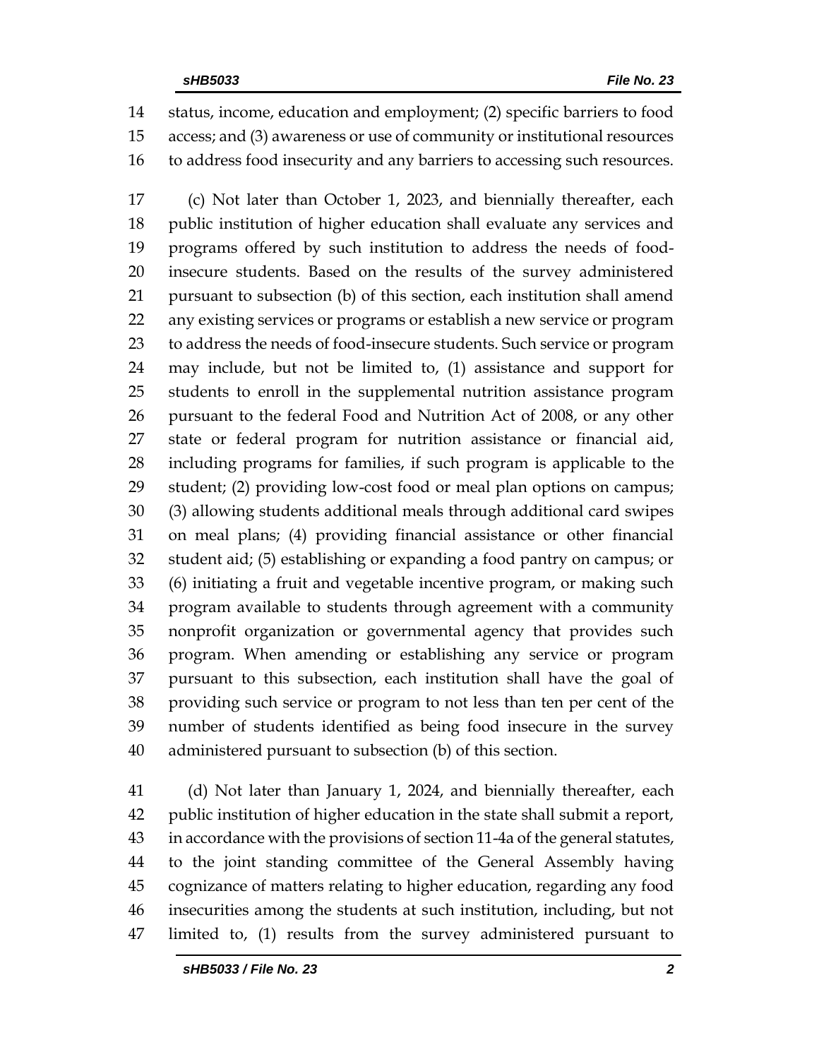status, income, education and employment; (2) specific barriers to food access; and (3) awareness or use of community or institutional resources to address food insecurity and any barriers to accessing such resources.

(c) Not later than October 1, 2023, and biennially thereafter, each public institution of higher education shall evaluate any services and programs offered by such institution to address the needs of food-insecure students. Based on the results of the survey administered pursuant to subsection (b) of this section, each institution shall amend any existing services or programs or establish a new service or program to address the needs of food-insecure students. Such service or program may include, but not be limited to, (1) assistance and support for students to enroll in the supplemental nutrition assistance program pursuant to the federal Food and Nutrition Act of 2008, or any other state or federal program for nutrition assistance or financial aid, including programs for families, if such program is applicable to the student; (2) providing low-cost food or meal plan options on campus; (3) allowing students additional meals through additional card swipes on meal plans; (4) providing financial assistance or other financial student aid; (5) establishing or expanding a food pantry on campus; or (6) initiating a fruit and vegetable incentive program, or making such program available to students through agreement with a community nonprofit organization or governmental agency that provides such program. When amending or establishing any service or program pursuant to this subsection, each institution shall have the goal of providing such service or program to not less than ten per cent of the number of students identified as being food insecure in the survey administered pursuant to subsection (b) of this section.

(d) Not later than January 1, 2024, and biennially thereafter, each public institution of higher education in the state shall submit a report, in accordance with the provisions of section 11-4a of the general statutes, to the joint standing committee of the General Assembly having cognizance of matters relating to higher education, regarding any food insecurities among the students at such institution, including, but not limited to, (1) results from the survey administered pursuant to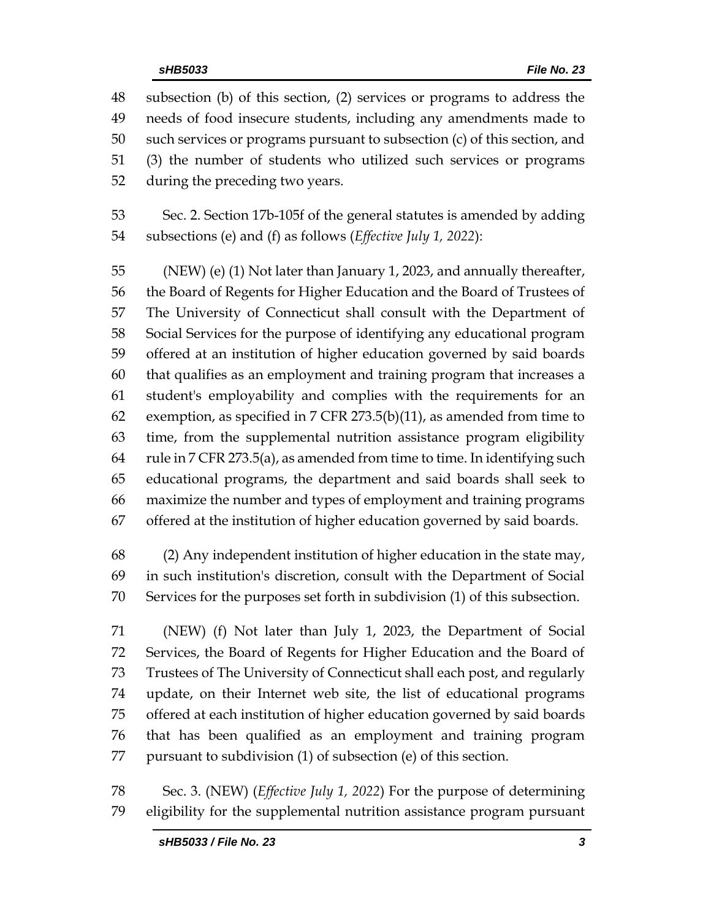subsection (b) of this section, (2) services or programs to address the needs of food insecure students, including any amendments made to such services or programs pursuant to subsection (c) of this section, and (3) the number of students who utilized such services or programs during the preceding two years.

Sec. 2. Section 17b-105f of the general statutes is amended by adding subsections (e) and (f) as follows (*Effective July 1, 2022*):

(NEW) (e) (1) Not later than January 1, 2023, and annually thereafter, the Board of Regents for Higher Education and the Board of Trustees of The University of Connecticut shall consult with the Department of Social Services for the purpose of identifying any educational program offered at an institution of higher education governed by said boards that qualifies as an employment and training program that increases a student's employability and complies with the requirements for an exemption, as specified in 7 CFR 273.5(b)(11), as amended from time to time, from the supplemental nutrition assistance program eligibility rule in 7 CFR 273.5(a), as amended from time to time. In identifying such educational programs, the department and said boards shall seek to maximize the number and types of employment and training programs offered at the institution of higher education governed by said boards.

(2) Any independent institution of higher education in the state may, in such institution's discretion, consult with the Department of Social Services for the purposes set forth in subdivision (1) of this subsection.

(NEW) (f) Not later than July 1, 2023, the Department of Social Services, the Board of Regents for Higher Education and the Board of Trustees of The University of Connecticut shall each post, and regularly update, on their Internet web site, the list of educational programs offered at each institution of higher education governed by said boards that has been qualified as an employment and training program pursuant to subdivision (1) of subsection (e) of this section.

Sec. 3. (NEW) (*Effective July 1, 2022*) For the purpose of determining eligibility for the supplemental nutrition assistance program pursuant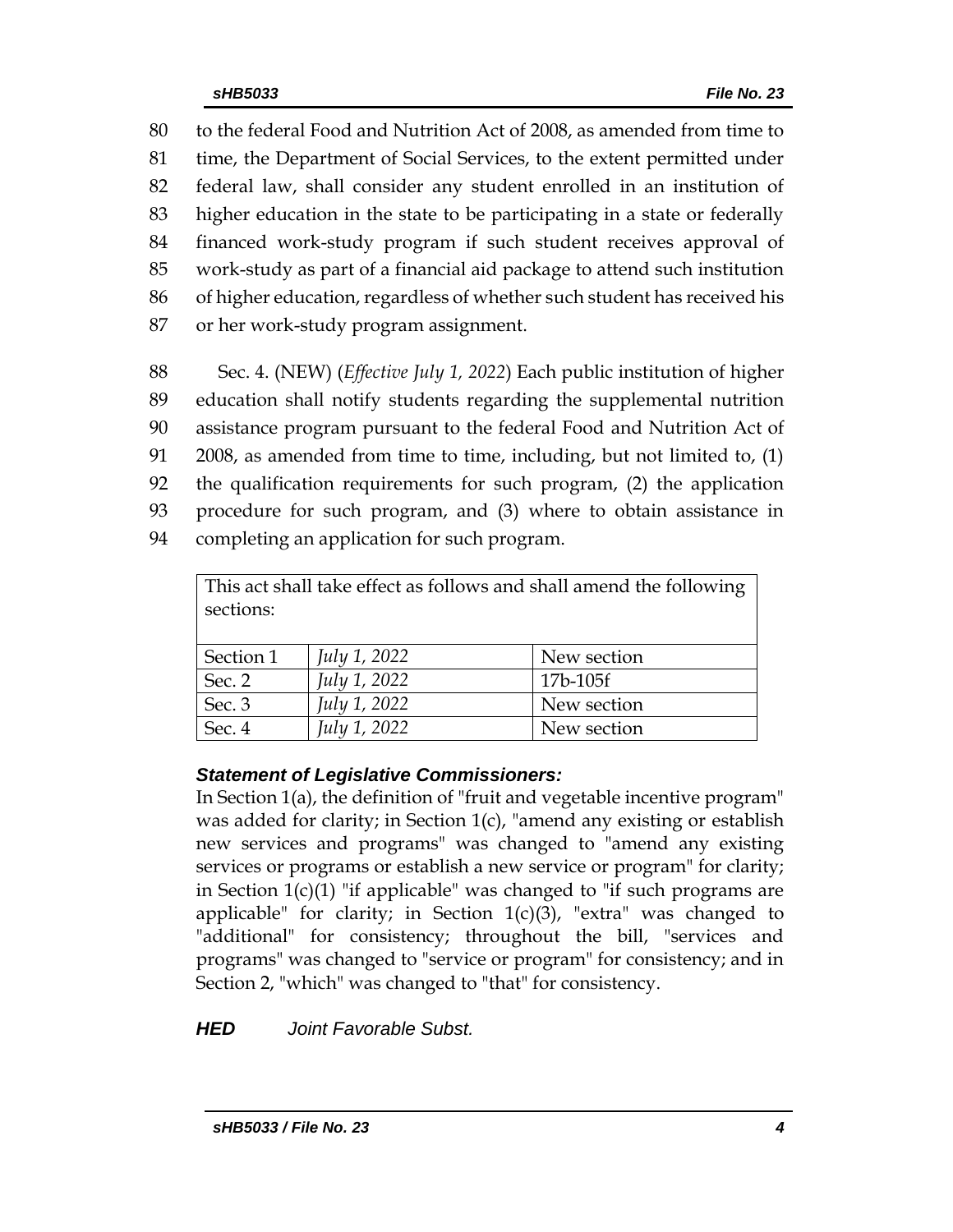80 to the federal Food and Nutrition Act of 2008, as amended from time to
81 time, the Department of Social Services, to the extent permitted under
82 federal law, shall consider any student enrolled in an institution of
83 higher education in the state to be participating in a state or federally
84 financed work-study program if such student receives approval of
85 work-study as part of a financial aid package to attend such institution
86 of higher education, regardless of whether such student has received his
87 or her work-study program assignment.

88 Sec. 4. (NEW) (*Effective July 1, 2022*) Each public institution of higher
89 education shall notify students regarding the supplemental nutrition
90 assistance program pursuant to the federal Food and Nutrition Act of
91 2008, as amended from time to time, including, but not limited to, (1)
92 the qualification requirements for such program, (2) the application
93 procedure for such program, and (3) where to obtain assistance in
94 completing an application for such program.

| This act shall take effect as follows and shall amend the following sections: | | |
|---|---|---|
| Section 1 | *July 1, 2022* | New section |
| Sec. 2 | *July 1, 2022* | 17b-105f |
| Sec. 3 | *July 1, 2022* | New section |
| Sec. 4 | *July 1, 2022* | New section |

***Statement of Legislative Commissioners:***

In Section 1(a), the definition of "fruit and vegetable incentive program" was added for clarity; in Section 1(c), "amend any existing or establish new services and programs" was changed to "amend any existing services or programs or establish a new service or program" for clarity; in Section 1(c)(1) "if applicable" was changed to "if such programs are applicable" for clarity; in Section 1(c)(3), "extra" was changed to "additional" for consistency; throughout the bill, "services and programs" was changed to "service or program" for consistency; and in Section 2, "which" was changed to "that" for consistency.

***HED*** *Joint Favorable Subst.*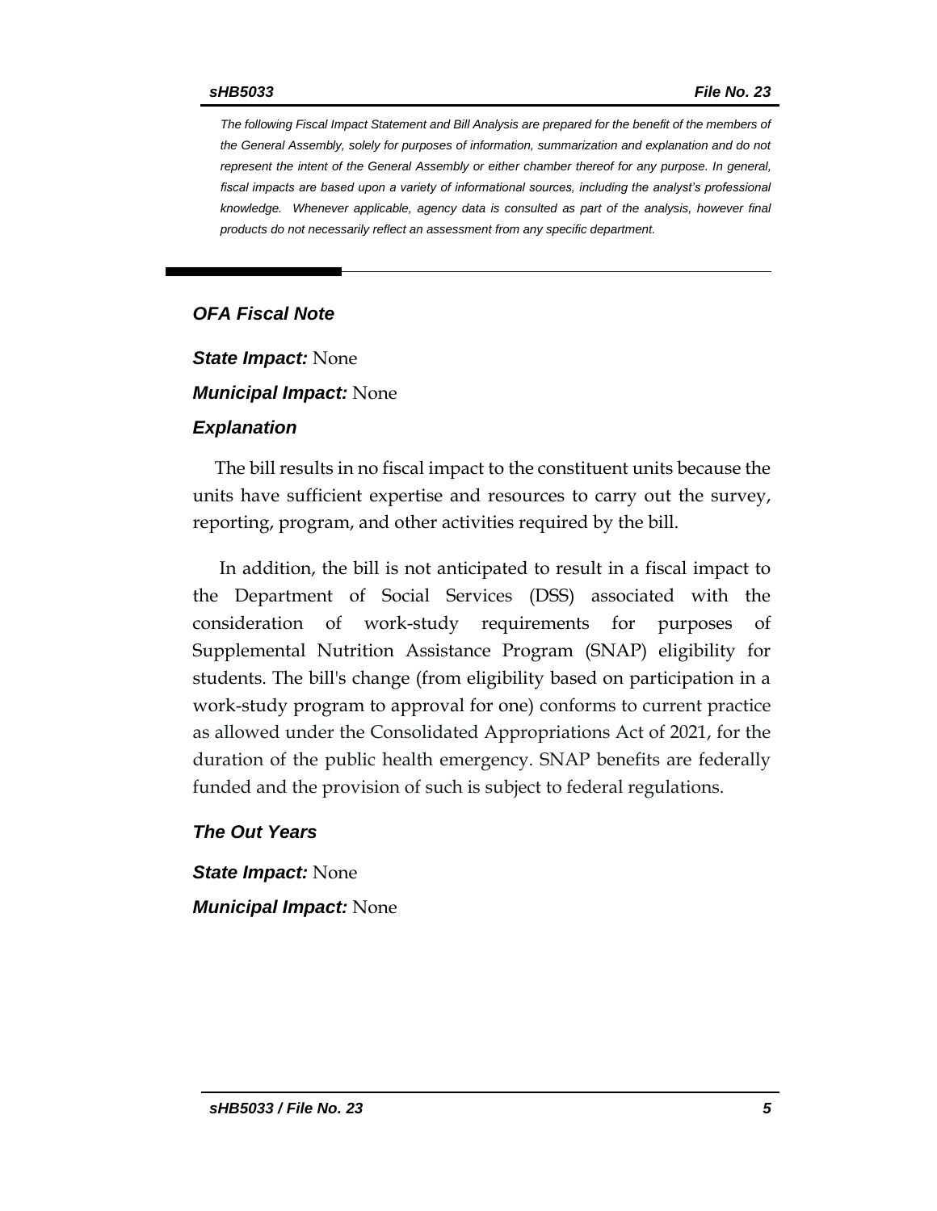*The following Fiscal Impact Statement and Bill Analysis are prepared for the benefit of the members of the General Assembly, solely for purposes of information, summarization and explanation and do not represent the intent of the General Assembly or either chamber thereof for any purpose. In general, fiscal impacts are based upon a variety of informational sources, including the analyst's professional knowledge. Whenever applicable, agency data is consulted as part of the analysis, however final products do not necessarily reflect an assessment from any specific department.*

---

### *OFA Fiscal Note*

***State Impact:*** None

***Municipal Impact:*** None

### *Explanation*

The bill results in no fiscal impact to the constituent units because the units have sufficient expertise and resources to carry out the survey, reporting, program, and other activities required by the bill.

In addition, the bill is not anticipated to result in a fiscal impact to the Department of Social Services (DSS) associated with the consideration of work-study requirements for purposes of Supplemental Nutrition Assistance Program (SNAP) eligibility for students. The bill's change (from eligibility based on participation in a work-study program to approval for one) conforms to current practice as allowed under the Consolidated Appropriations Act of 2021, for the duration of the public health emergency. SNAP benefits are federally funded and the provision of such is subject to federal regulations.

### *The Out Years*

***State Impact:*** None

***Municipal Impact:*** None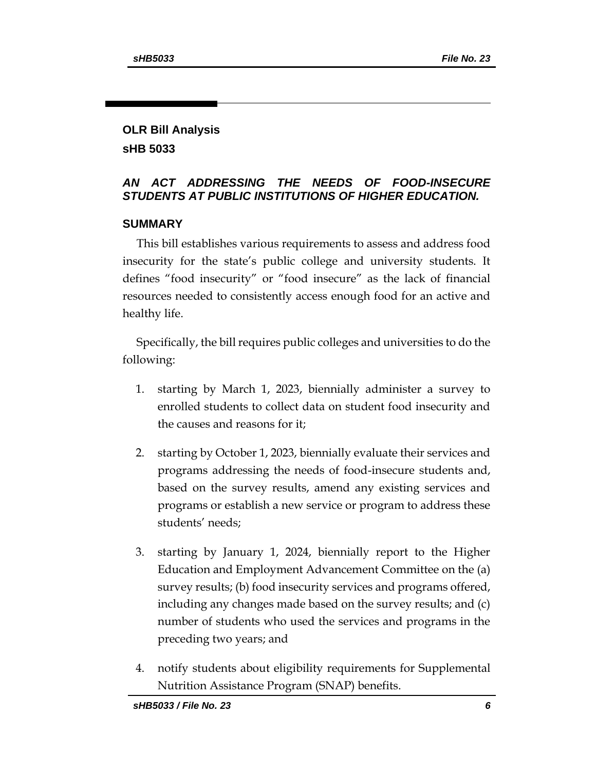# OLR Bill Analysis

## sHB 5033

### *AN ACT ADDRESSING THE NEEDS OF FOOD-INSECURE STUDENTS AT PUBLIC INSTITUTIONS OF HIGHER EDUCATION.*

## SUMMARY

This bill establishes various requirements to assess and address food insecurity for the state's public college and university students. It defines "food insecurity" or "food insecure" as the lack of financial resources needed to consistently access enough food for an active and healthy life.

Specifically, the bill requires public colleges and universities to do the following:

1. starting by March 1, 2023, biennially administer a survey to enrolled students to collect data on student food insecurity and the causes and reasons for it;
2. starting by October 1, 2023, biennially evaluate their services and programs addressing the needs of food-insecure students and, based on the survey results, amend any existing services and programs or establish a new service or program to address these students' needs;
3. starting by January 1, 2024, biennially report to the Higher Education and Employment Advancement Committee on the (a) survey results; (b) food insecurity services and programs offered, including any changes made based on the survey results; and (c) number of students who used the services and programs in the preceding two years; and
4. notify students about eligibility requirements for Supplemental Nutrition Assistance Program (SNAP) benefits.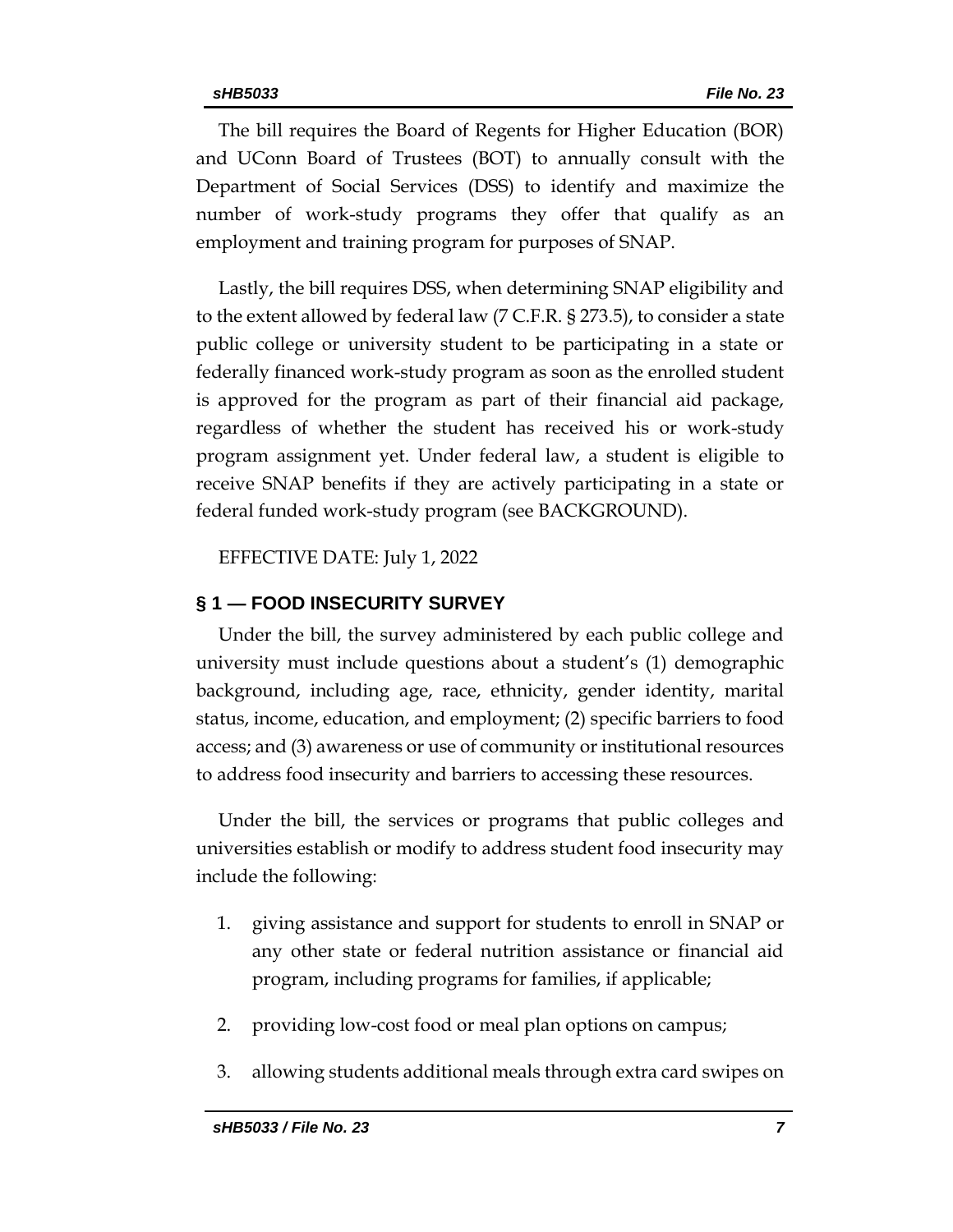The bill requires the Board of Regents for Higher Education (BOR) and UConn Board of Trustees (BOT) to annually consult with the Department of Social Services (DSS) to identify and maximize the number of work-study programs they offer that qualify as an employment and training program for purposes of SNAP.

Lastly, the bill requires DSS, when determining SNAP eligibility and to the extent allowed by federal law (7 C.F.R. § 273.5), to consider a state public college or university student to be participating in a state or federally financed work-study program as soon as the enrolled student is approved for the program as part of their financial aid package, regardless of whether the student has received his or work-study program assignment yet. Under federal law, a student is eligible to receive SNAP benefits if they are actively participating in a state or federal funded work-study program (see BACKGROUND).

EFFECTIVE DATE: July 1, 2022

## § 1 — FOOD INSECURITY SURVEY

Under the bill, the survey administered by each public college and university must include questions about a student's (1) demographic background, including age, race, ethnicity, gender identity, marital status, income, education, and employment; (2) specific barriers to food access; and (3) awareness or use of community or institutional resources to address food insecurity and barriers to accessing these resources.

Under the bill, the services or programs that public colleges and universities establish or modify to address student food insecurity may include the following:

1. giving assistance and support for students to enroll in SNAP or any other state or federal nutrition assistance or financial aid program, including programs for families, if applicable;
2. providing low-cost food or meal plan options on campus;
3. allowing students additional meals through extra card swipes on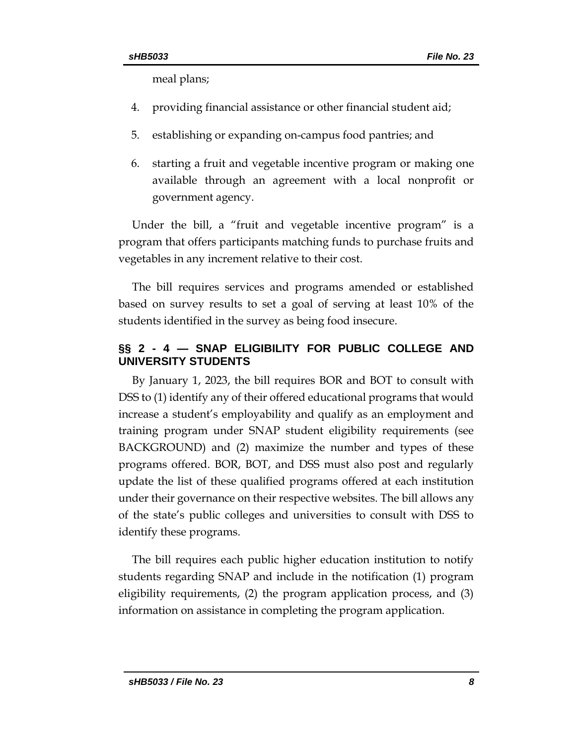meal plans;

4. providing financial assistance or other financial student aid;
5. establishing or expanding on-campus food pantries; and
6. starting a fruit and vegetable incentive program or making one available through an agreement with a local nonprofit or government agency.

Under the bill, a "fruit and vegetable incentive program" is a program that offers participants matching funds to purchase fruits and vegetables in any increment relative to their cost.

The bill requires services and programs amended or established based on survey results to set a goal of serving at least 10% of the students identified in the survey as being food insecure.

## §§ 2 - 4 — SNAP ELIGIBILITY FOR PUBLIC COLLEGE AND UNIVERSITY STUDENTS

By January 1, 2023, the bill requires BOR and BOT to consult with DSS to (1) identify any of their offered educational programs that would increase a student's employability and qualify as an employment and training program under SNAP student eligibility requirements (see BACKGROUND) and (2) maximize the number and types of these programs offered. BOR, BOT, and DSS must also post and regularly update the list of these qualified programs offered at each institution under their governance on their respective websites. The bill allows any of the state's public colleges and universities to consult with DSS to identify these programs.

The bill requires each public higher education institution to notify students regarding SNAP and include in the notification (1) program eligibility requirements, (2) the program application process, and (3) information on assistance in completing the program application.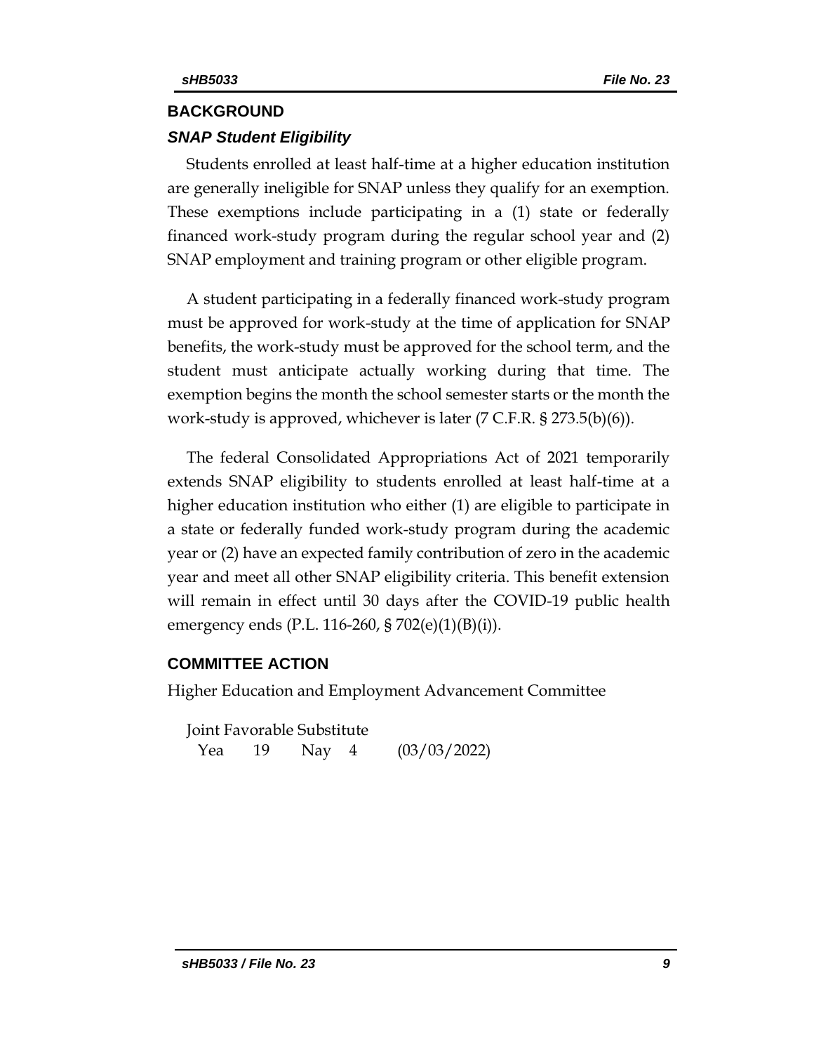## BACKGROUND

### *SNAP Student Eligibility*

Students enrolled at least half-time at a higher education institution are generally ineligible for SNAP unless they qualify for an exemption. These exemptions include participating in a (1) state or federally financed work-study program during the regular school year and (2) SNAP employment and training program or other eligible program.

A student participating in a federally financed work-study program must be approved for work-study at the time of application for SNAP benefits, the work-study must be approved for the school term, and the student must anticipate actually working during that time. The exemption begins the month the school semester starts or the month the work-study is approved, whichever is later (7 C.F.R. § 273.5(b)(6)).

The federal Consolidated Appropriations Act of 2021 temporarily extends SNAP eligibility to students enrolled at least half-time at a higher education institution who either (1) are eligible to participate in a state or federally funded work-study program during the academic year or (2) have an expected family contribution of zero in the academic year and meet all other SNAP eligibility criteria. This benefit extension will remain in effect until 30 days after the COVID-19 public health emergency ends (P.L. 116-260, § 702(e)(1)(B)(i)).

## COMMITTEE ACTION

Higher Education and Employment Advancement Committee

Joint Favorable Substitute

| | | | | |
|---|---|---|---|---|
| Yea | 19 | Nay | 4 | (03/03/2022) |